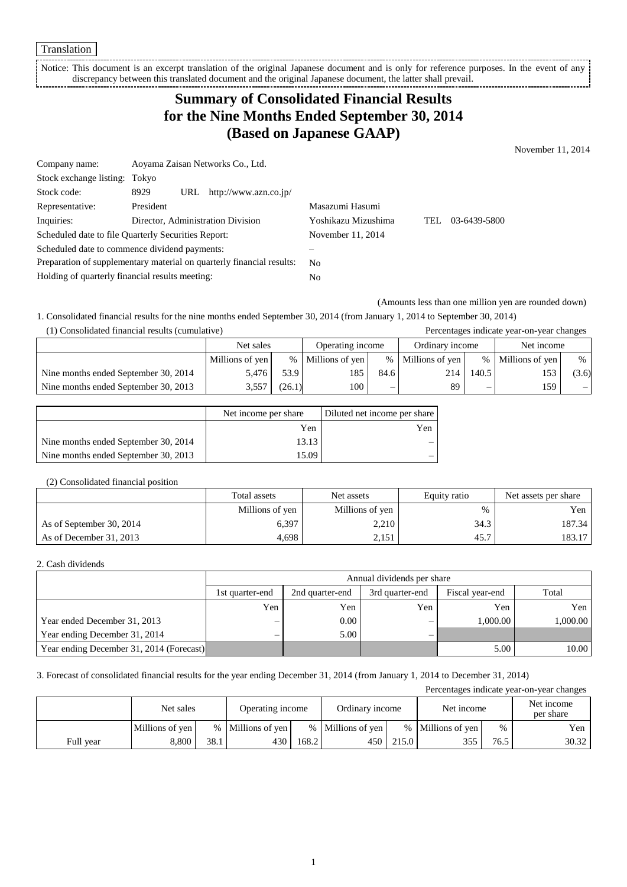Translation

Notice: This document is an excerpt translation of the original Japanese document and is only for reference purposes. In the event of any discrepancy between this translated document and the original Japanese document, the latter shall prevail.

# Summary of Consolidated Financial Results for the Nine Months Ended September 30, 2014 (Based on Japanese GAAP)

November 11, 2014

| | | |
|---|---|---|
| Company name: | Aoyama Zaisan Networks Co., Ltd. | |
| Stock exchange listing: | Tokyo | |
| Stock code: | 8929 URL http://www.azn.co.jp/ | |
| Representative: | President | Masazumi Hasumi |
| Inquiries: | Director, Administration Division | Yoshikazu Mizushima TEL 03-6439-5800 |
| Scheduled date to file Quarterly Securities Report: | | November 11, 2014 |
| Scheduled date to commence dividend payments: | | – |
| Preparation of supplementary material on quarterly financial results: | | No |
| Holding of quarterly financial results meeting: | | No |

(Amounts less than one million yen are rounded down)

1. Consolidated financial results for the nine months ended September 30, 2014 (from January 1, 2014 to September 30, 2014)

(1) Consolidated financial results (cumulative)

Percentages indicate year-on-year changes

| | Net sales | | Operating income | | Ordinary income | | Net income | |
|---|---|---|---|---|---|---|---|---|
| | Millions of yen | % | Millions of yen | % | Millions of yen | % | Millions of yen | % |
| Nine months ended September 30, 2014 | 5,476 | 53.9 | 185 | 84.6 | 214 | 140.5 | 153 | (3.6) |
| Nine months ended September 30, 2013 | 3,557 | (26.1) | 100 | – | 89 | – | 159 | – |

| | Net income per share | Diluted net income per share |
|---|---|---|
| | Yen | Yen |
| Nine months ended September 30, 2014 | 13.13 | – |
| Nine months ended September 30, 2013 | 15.09 | – |

(2) Consolidated financial position

| | Total assets | Net assets | Equity ratio | Net assets per share |
|---|---|---|---|---|
| | Millions of yen | Millions of yen | % | Yen |
| As of September 30, 2014 | 6,397 | 2,210 | 34.3 | 187.34 |
| As of December 31, 2013 | 4,698 | 2,151 | 45.7 | 183.17 |

2. Cash dividends

| | Annual dividends per share | | | | |
|---|---|---|---|---|---|
| | 1st quarter-end | 2nd quarter-end | 3rd quarter-end | Fiscal year-end | Total |
| | Yen | Yen | Yen | Yen | Yen |
| Year ended December 31, 2013 | – | 0.00 | – | 1,000.00 | 1,000.00 |
| Year ending December 31, 2014 | – | 5.00 | – | | |
| Year ending December 31, 2014 (Forecast) | | | | 5.00 | 10.00 |

3. Forecast of consolidated financial results for the year ending December 31, 2014 (from January 1, 2014 to December 31, 2014)

Percentages indicate year-on-year changes

| | Net sales | | Operating income | | Ordinary income | | Net income | | Net income per share |
|---|---|---|---|---|---|---|---|---|---|
| | Millions of yen | % | Millions of yen | % | Millions of yen | % | Millions of yen | % | Yen |
| Full year | 8,800 | 38.1 | 430 | 168.2 | 450 | 215.0 | 355 | 76.5 | 30.32 |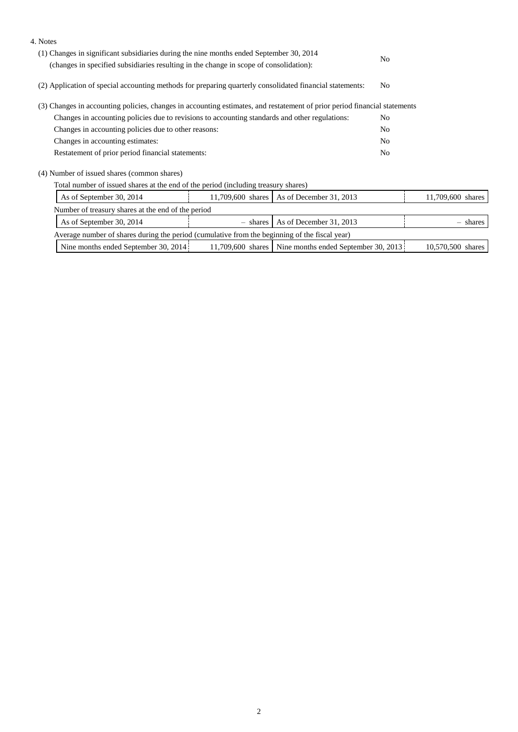4. Notes

(1) Changes in significant subsidiaries during the nine months ended September 30, 2014 (changes in specified subsidiaries resulting in the change in scope of consolidation): No

(2) Application of special accounting methods for preparing quarterly consolidated financial statements: No

(3) Changes in accounting policies, changes in accounting estimates, and restatement of prior period financial statements

| | |
|---|---|
| Changes in accounting policies due to revisions to accounting standards and other regulations: | No |
| Changes in accounting policies due to other reasons: | No |
| Changes in accounting estimates: | No |
| Restatement of prior period financial statements: | No |

(4) Number of issued shares (common shares)

Total number of issued shares at the end of the period (including treasury shares)

| | | | |
|---|---|---|---|
| As of September 30, 2014 | 11,709,600 shares | As of December 31, 2013 | 11,709,600 shares |

Number of treasury shares at the end of the period

| | | | |
|---|---|---|---|
| As of September 30, 2014 | – shares | As of December 31, 2013 | – shares |

Average number of shares during the period (cumulative from the beginning of the fiscal year)

| | | | |
|---|---|---|---|
| Nine months ended September 30, 2014 | 11,709,600 shares | Nine months ended September 30, 2013 | 10,570,500 shares |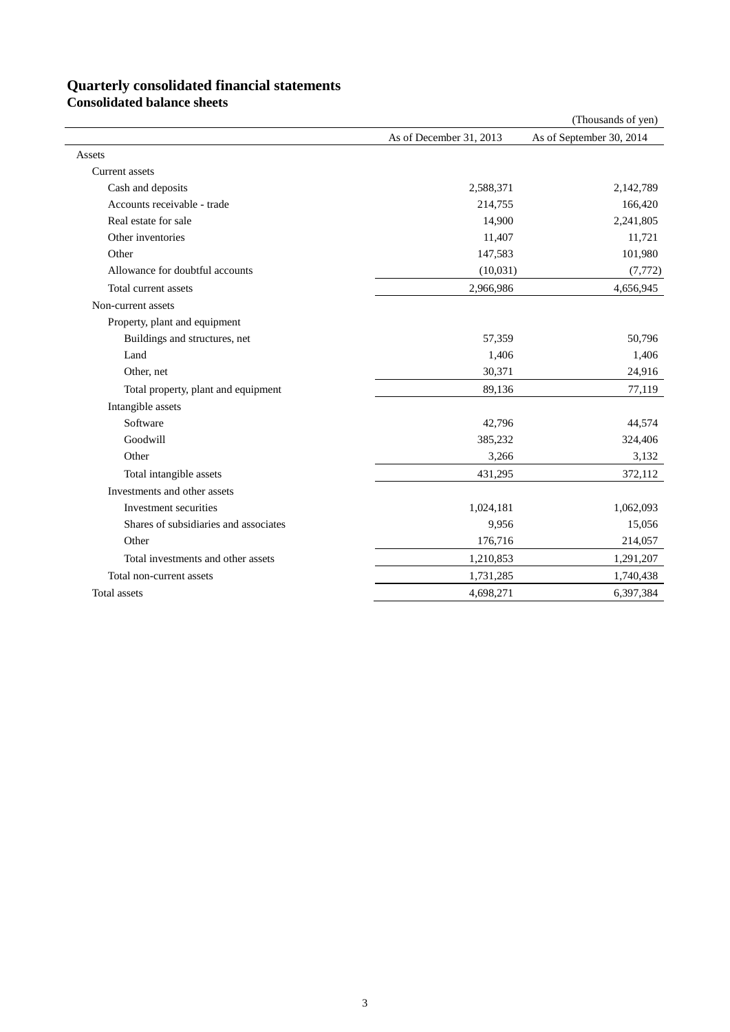## Quarterly consolidated financial statements

### Consolidated balance sheets

(Thousands of yen)

| | As of December 31, 2013 | As of September 30, 2014 |
|---|---|---|
| Assets | | |
| Current assets | | |
| Cash and deposits | 2,588,371 | 2,142,789 |
| Accounts receivable - trade | 214,755 | 166,420 |
| Real estate for sale | 14,900 | 2,241,805 |
| Other inventories | 11,407 | 11,721 |
| Other | 147,583 | 101,980 |
| Allowance for doubtful accounts | (10,031) | (7,772) |
| Total current assets | 2,966,986 | 4,656,945 |
| Non-current assets | | |
| Property, plant and equipment | | |
| Buildings and structures, net | 57,359 | 50,796 |
| Land | 1,406 | 1,406 |
| Other, net | 30,371 | 24,916 |
| Total property, plant and equipment | 89,136 | 77,119 |
| Intangible assets | | |
| Software | 42,796 | 44,574 |
| Goodwill | 385,232 | 324,406 |
| Other | 3,266 | 3,132 |
| Total intangible assets | 431,295 | 372,112 |
| Investments and other assets | | |
| Investment securities | 1,024,181 | 1,062,093 |
| Shares of subsidiaries and associates | 9,956 | 15,056 |
| Other | 176,716 | 214,057 |
| Total investments and other assets | 1,210,853 | 1,291,207 |
| Total non-current assets | 1,731,285 | 1,740,438 |
| Total assets | 4,698,271 | 6,397,384 |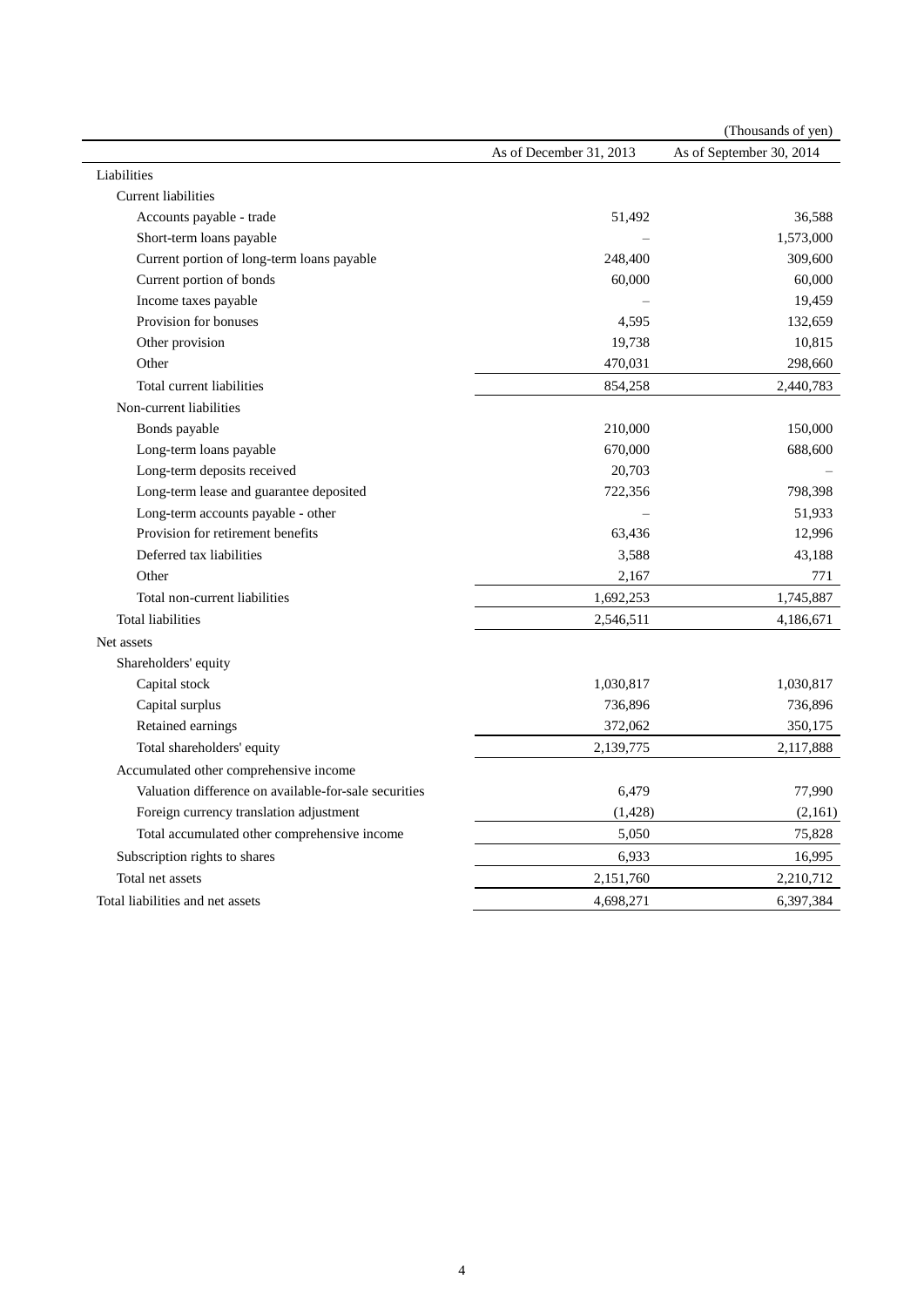(Thousands of yen)

| | As of December 31, 2013 | As of September 30, 2014 |
|---|---|---|
| Liabilities | | |
| Current liabilities | | |
| Accounts payable - trade | 51,492 | 36,588 |
| Short-term loans payable | – | 1,573,000 |
| Current portion of long-term loans payable | 248,400 | 309,600 |
| Current portion of bonds | 60,000 | 60,000 |
| Income taxes payable | – | 19,459 |
| Provision for bonuses | 4,595 | 132,659 |
| Other provision | 19,738 | 10,815 |
| Other | 470,031 | 298,660 |
| Total current liabilities | 854,258 | 2,440,783 |
| Non-current liabilities | | |
| Bonds payable | 210,000 | 150,000 |
| Long-term loans payable | 670,000 | 688,600 |
| Long-term deposits received | 20,703 | – |
| Long-term lease and guarantee deposited | 722,356 | 798,398 |
| Long-term accounts payable - other | – | 51,933 |
| Provision for retirement benefits | 63,436 | 12,996 |
| Deferred tax liabilities | 3,588 | 43,188 |
| Other | 2,167 | 771 |
| Total non-current liabilities | 1,692,253 | 1,745,887 |
| Total liabilities | 2,546,511 | 4,186,671 |
| Net assets | | |
| Shareholders' equity | | |
| Capital stock | 1,030,817 | 1,030,817 |
| Capital surplus | 736,896 | 736,896 |
| Retained earnings | 372,062 | 350,175 |
| Total shareholders' equity | 2,139,775 | 2,117,888 |
| Accumulated other comprehensive income | | |
| Valuation difference on available-for-sale securities | 6,479 | 77,990 |
| Foreign currency translation adjustment | (1,428) | (2,161) |
| Total accumulated other comprehensive income | 5,050 | 75,828 |
| Subscription rights to shares | 6,933 | 16,995 |
| Total net assets | 2,151,760 | 2,210,712 |
| Total liabilities and net assets | 4,698,271 | 6,397,384 |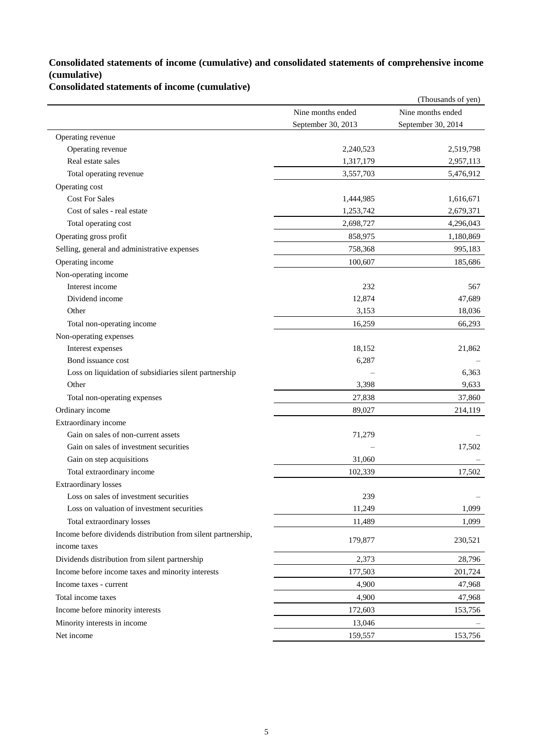### Consolidated statements of income (cumulative) and consolidated statements of comprehensive income (cumulative)

### Consolidated statements of income (cumulative)

(Thousands of yen)

| | Nine months ended September 30, 2013 | Nine months ended September 30, 2014 |
|---|---|---|
| Operating revenue | | |
| Operating revenue | 2,240,523 | 2,519,798 |
| Real estate sales | 1,317,179 | 2,957,113 |
| Total operating revenue | 3,557,703 | 5,476,912 |
| Operating cost | | |
| Cost For Sales | 1,444,985 | 1,616,671 |
| Cost of sales - real estate | 1,253,742 | 2,679,371 |
| Total operating cost | 2,698,727 | 4,296,043 |
| Operating gross profit | 858,975 | 1,180,869 |
| Selling, general and administrative expenses | 758,368 | 995,183 |
| Operating income | 100,607 | 185,686 |
| Non-operating income | | |
| Interest income | 232 | 567 |
| Dividend income | 12,874 | 47,689 |
| Other | 3,153 | 18,036 |
| Total non-operating income | 16,259 | 66,293 |
| Non-operating expenses | | |
| Interest expenses | 18,152 | 21,862 |
| Bond issuance cost | 6,287 | – |
| Loss on liquidation of subsidiaries silent partnership | – | 6,363 |
| Other | 3,398 | 9,633 |
| Total non-operating expenses | 27,838 | 37,860 |
| Ordinary income | 89,027 | 214,119 |
| Extraordinary income | | |
| Gain on sales of non-current assets | 71,279 | – |
| Gain on sales of investment securities | – | 17,502 |
| Gain on step acquisitions | 31,060 | – |
| Total extraordinary income | 102,339 | 17,502 |
| Extraordinary losses | | |
| Loss on sales of investment securities | 239 | – |
| Loss on valuation of investment securities | 11,249 | 1,099 |
| Total extraordinary losses | 11,489 | 1,099 |
| Income before dividends distribution from silent partnership, income taxes | 179,877 | 230,521 |
| Dividends distribution from silent partnership | 2,373 | 28,796 |
| Income before income taxes and minority interests | 177,503 | 201,724 |
| Income taxes - current | 4,900 | 47,968 |
| Total income taxes | 4,900 | 47,968 |
| Income before minority interests | 172,603 | 153,756 |
| Minority interests in income | 13,046 | – |
| Net income | 159,557 | 153,756 |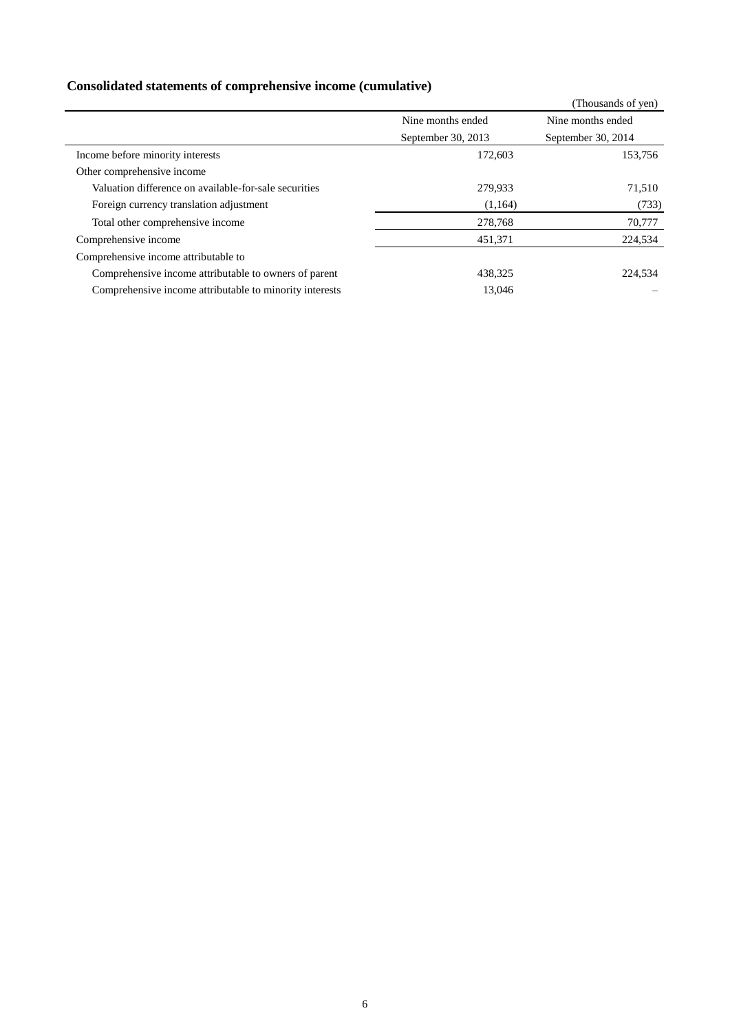## Consolidated statements of comprehensive income (cumulative)

(Thousands of yen)

| | Nine months ended September 30, 2013 | Nine months ended September 30, 2014 |
|---|---|---|
| Income before minority interests | 172,603 | 153,756 |
| Other comprehensive income | | |
| Valuation difference on available-for-sale securities | 279,933 | 71,510 |
| Foreign currency translation adjustment | (1,164) | (733) |
| Total other comprehensive income | 278,768 | 70,777 |
| Comprehensive income | 451,371 | 224,534 |
| Comprehensive income attributable to | | |
| Comprehensive income attributable to owners of parent | 438,325 | 224,534 |
| Comprehensive income attributable to minority interests | 13,046 | – |